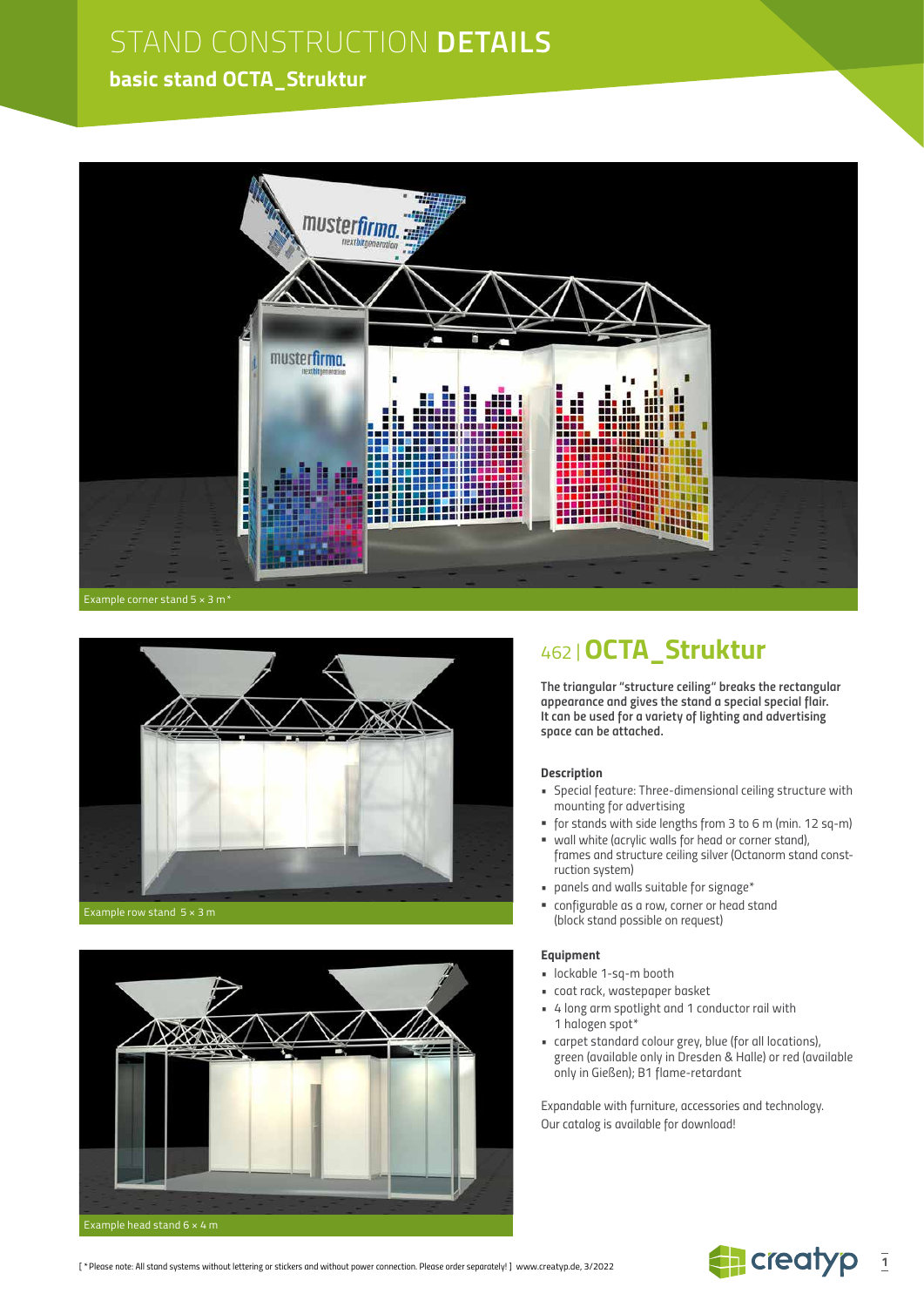# STAND CONSTRUCTION **DETAILS**

## basic stand OCTA_Struktur

Example corner stand 5 × 3 m*

Example row stand 5 × 3 m

Example head stand 6 × 4 m

## 462 | OCTA_Struktur

**The triangular "structure ceiling" breaks the rectangular appearance and gives the stand a special special flair. It can be used for a variety of lighting and advertising space can be attached.**

### Description

- Special feature: Three-dimensional ceiling structure with mounting for advertising
- for stands with side lengths from 3 to 6 m (min. 12 sq-m)
- wall white (acrylic walls for head or corner stand), frames and structure ceiling silver (Octanorm stand construction system)
- panels and walls suitable for signage*
- configurable as a row, corner or head stand (block stand possible on request)

### Equipment

- lockable 1-sq-m booth
- coat rack, wastepaper basket
- 4 long arm spotlight and 1 conductor rail with 1 halogen spot*
- carpet standard colour grey, blue (for all locations), green (available only in Dresden & Halle) or red (available only in Gießen); B1 flame-retardant

Expandable with furniture, accessories and technology.
Our catalog is available for download!

[ *Please note: All stand systems without lettering or stickers and without power connection. Please order separately! ] www.creatyp.de, 3/2022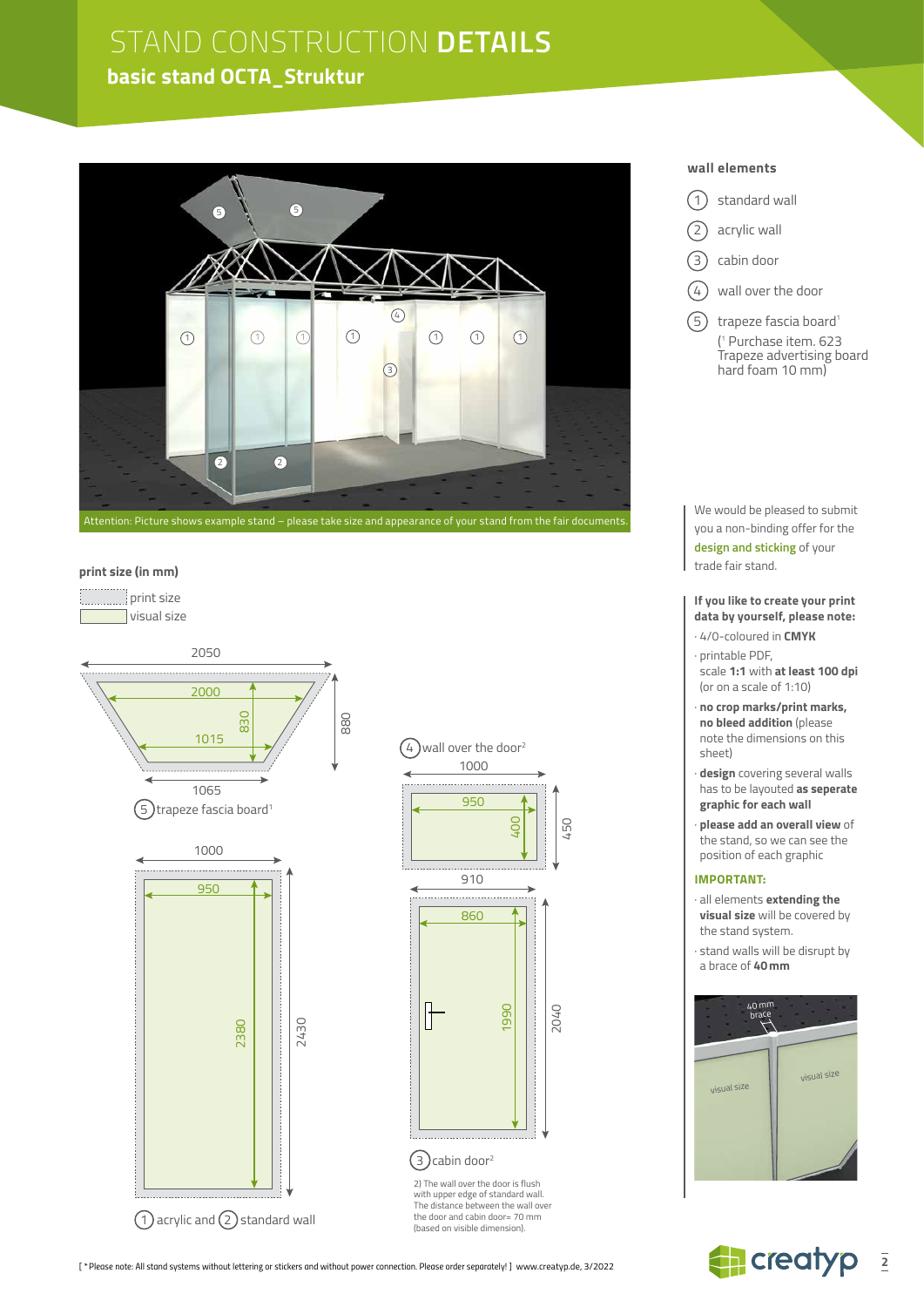# STAND CONSTRUCTION **DETAILS**

## basic stand OCTA_Struktur

Attention: Picture shows example stand – please take size and appearance of your stand from the fair documents.

### wall elements

1. standard wall
2. acrylic wall
3. cabin door
4. wall over the door
5. trapeze fascia board[1]
   ([1] Purchase item. 623 Trapeze advertising board hard foam 10 mm)

### print size (in mm)

- print size
- visual size

**5 trapeze fascia board[1]**: print size 2050 (top) / 1065 (bottom) × 880; visual size 2000 (top) / 1015 (bottom) × 830

**4 wall over the door[2]**: print size 1000 × 450; visual size 950 × 400

**3 cabin door[2]**: print size 910 × 2040; visual size 860 × 1990

**1 acrylic and 2 standard wall**: print size 1000 × 2430; visual size 950 × 2380

2) The wall over the door is flush with upper edge of standard wall. The distance between the wall over the door and cabin door= 70 mm (based on visible dimension).

We would be pleased to submit you a non-binding offer for the design and sticking of your trade fair stand.

**If you like to create your print data by yourself, please note:**

- 4/0-coloured in **CMYK**
- printable PDF, scale **1:1** with **at least 100 dpi** (or on a scale of 1:10)
- **no crop marks/print marks, no bleed addition** (please note the dimensions on this sheet)
- **design** covering several walls has to be layouted **as seperate graphic for each wall**
- **please add an overall view** of the stand, so we can see the position of each graphic

**IMPORTANT:**

- all elements **extending the visual size** will be covered by the stand system.
- stand walls will be disrupt by a brace of **40 mm**

[ * Please note: All stand systems without lettering or stickers and without power connection. Please order separately! ] www.creatyp.de, 3/2022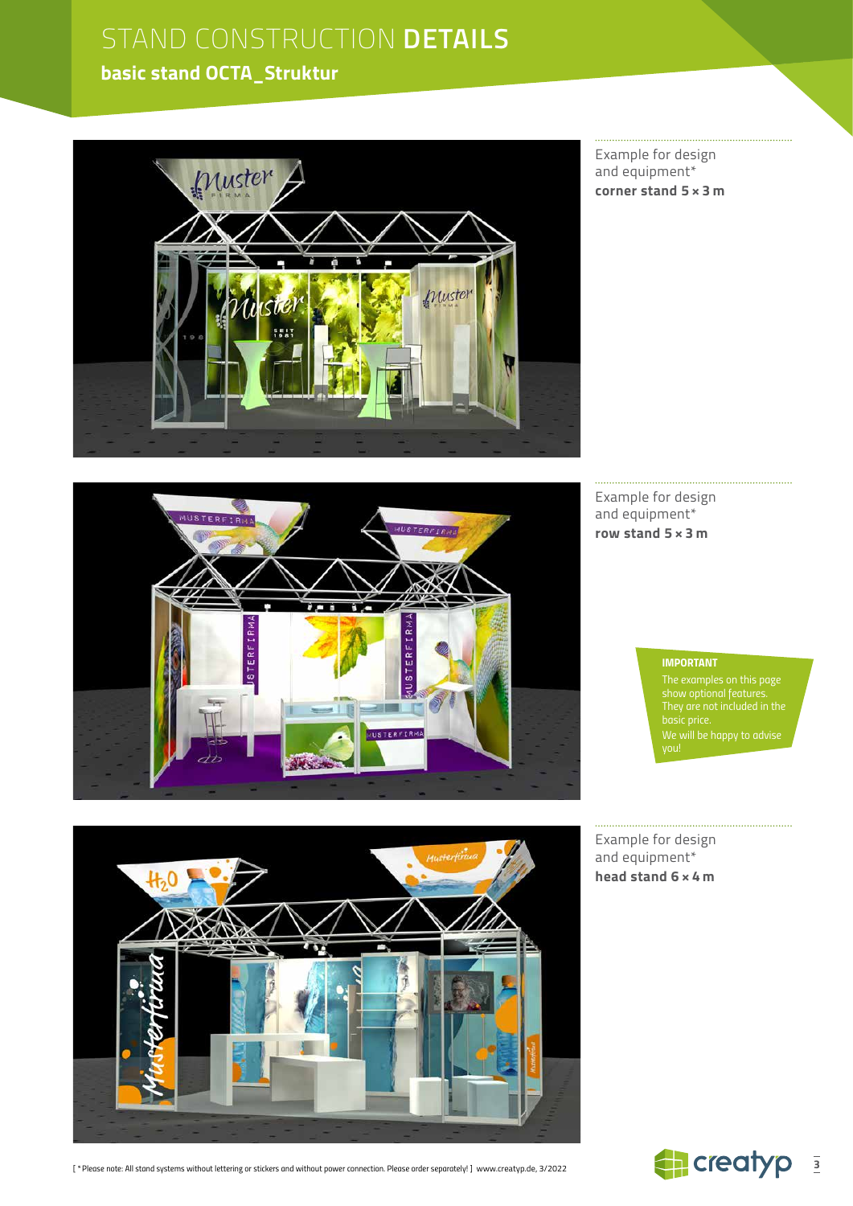# STAND CONSTRUCTION **DETAILS**

## basic stand OCTA_Struktur

Example for design and equipment*
**corner stand 5 × 3 m**

Example for design and equipment*
**row stand 5 × 3 m**

**IMPORTANT**
The examples on this page show optional features. They are not included in the basic price.
We will be happy to advise you!

Example for design and equipment*
**head stand 6 × 4 m**

[ *Please note: All stand systems without lettering or stickers and without power connection. Please order separately! ] www.creatyp.de, 3/2022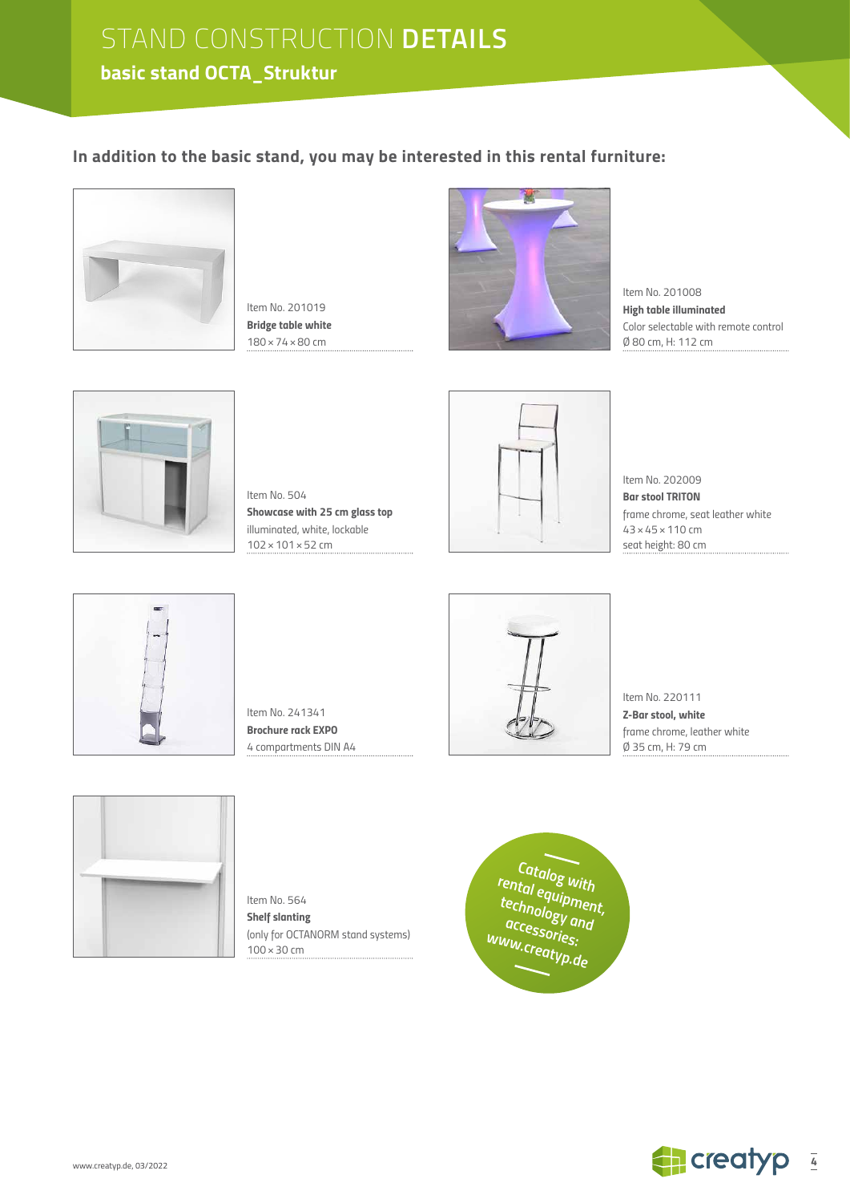# STAND CONSTRUCTION **DETAILS**

## basic stand OCTA_Struktur

**In addition to the basic stand, you may be interested in this rental furniture:**

Item No. 201019
**Bridge table white**
180 × 74 × 80 cm

Item No. 201008
**High table illuminated**
Color selectable with remote control
Ø 80 cm, H: 112 cm

Item No. 504
**Showcase with 25 cm glass top**
illuminated, white, lockable
102 × 101 × 52 cm

Item No. 202009
**Bar stool TRITON**
frame chrome, seat leather white
43 × 45 × 110 cm
seat height: 80 cm

Item No. 241341
**Brochure rack EXPO**
4 compartments DIN A4

Item No. 220111
**Z-Bar stool, white**
frame chrome, leather white
Ø 35 cm, H: 79 cm

Item No. 564
**Shelf slanting**
(only for OCTANORM stand systems)
100 × 30 cm

*Catalog with rental equipment, technology and accessories: www.creatyp.de*

www.creatyp.de, 03/2022